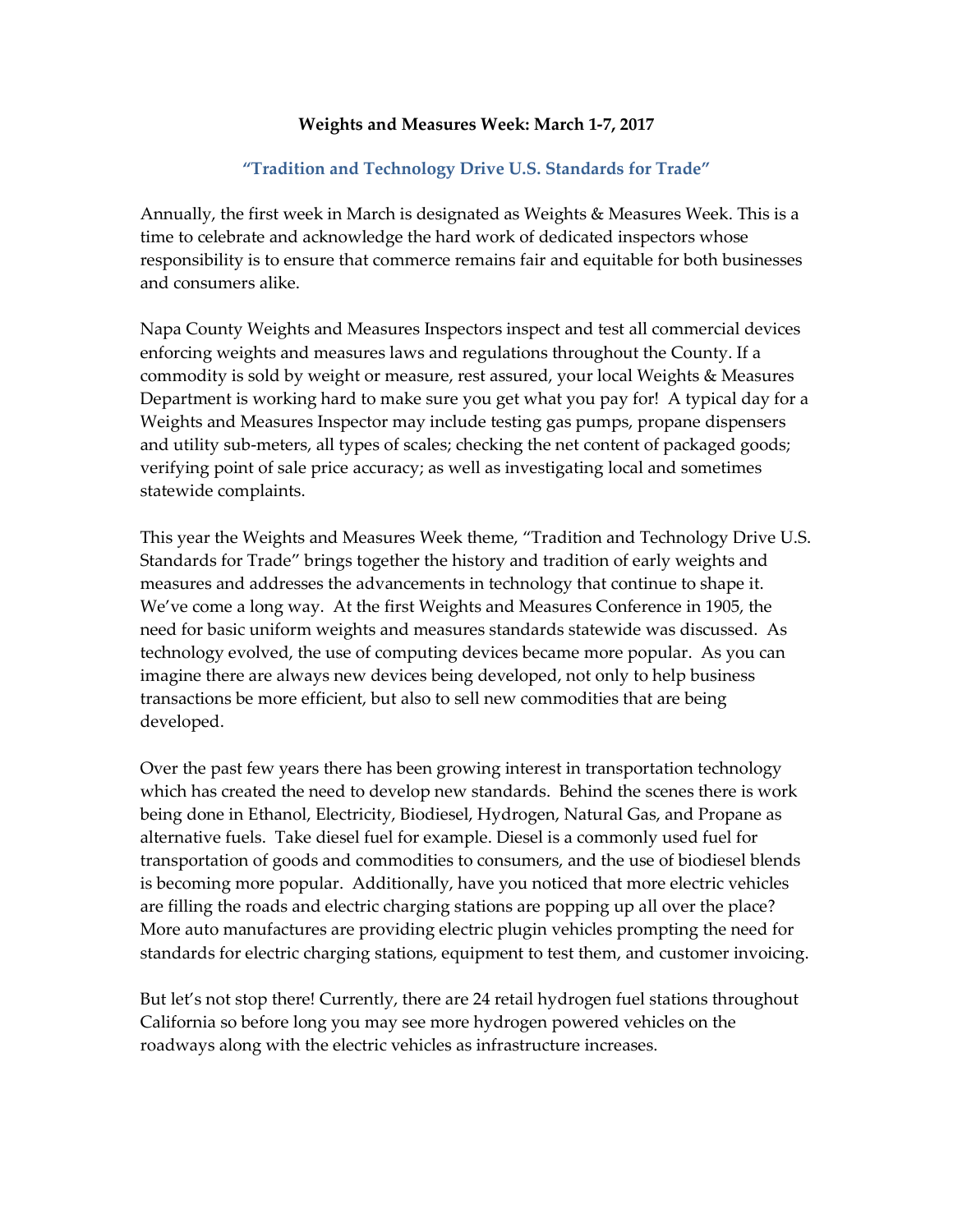**Weights and Measures Week: March 1-7, 2017**

**"Tradition and Technology Drive U.S. Standards for Trade"**

Annually, the first week in March is designated as Weights & Measures Week. This is a time to celebrate and acknowledge the hard work of dedicated inspectors whose responsibility is to ensure that commerce remains fair and equitable for both businesses and consumers alike.

Napa County Weights and Measures Inspectors inspect and test all commercial devices enforcing weights and measures laws and regulations throughout the County. If a commodity is sold by weight or measure, rest assured, your local Weights & Measures Department is working hard to make sure you get what you pay for! A typical day for a Weights and Measures Inspector may include testing gas pumps, propane dispensers and utility sub-meters, all types of scales; checking the net content of packaged goods; verifying point of sale price accuracy; as well as investigating local and sometimes statewide complaints.

This year the Weights and Measures Week theme, "Tradition and Technology Drive U.S. Standards for Trade" brings together the history and tradition of early weights and measures and addresses the advancements in technology that continue to shape it. We've come a long way. At the first Weights and Measures Conference in 1905, the need for basic uniform weights and measures standards statewide was discussed. As technology evolved, the use of computing devices became more popular. As you can imagine there are always new devices being developed, not only to help business transactions be more efficient, but also to sell new commodities that are being developed.

Over the past few years there has been growing interest in transportation technology which has created the need to develop new standards. Behind the scenes there is work being done in Ethanol, Electricity, Biodiesel, Hydrogen, Natural Gas, and Propane as alternative fuels. Take diesel fuel for example. Diesel is a commonly used fuel for transportation of goods and commodities to consumers, and the use of biodiesel blends is becoming more popular. Additionally, have you noticed that more electric vehicles are filling the roads and electric charging stations are popping up all over the place? More auto manufactures are providing electric plugin vehicles prompting the need for standards for electric charging stations, equipment to test them, and customer invoicing.

But let's not stop there! Currently, there are 24 retail hydrogen fuel stations throughout California so before long you may see more hydrogen powered vehicles on the roadways along with the electric vehicles as infrastructure increases.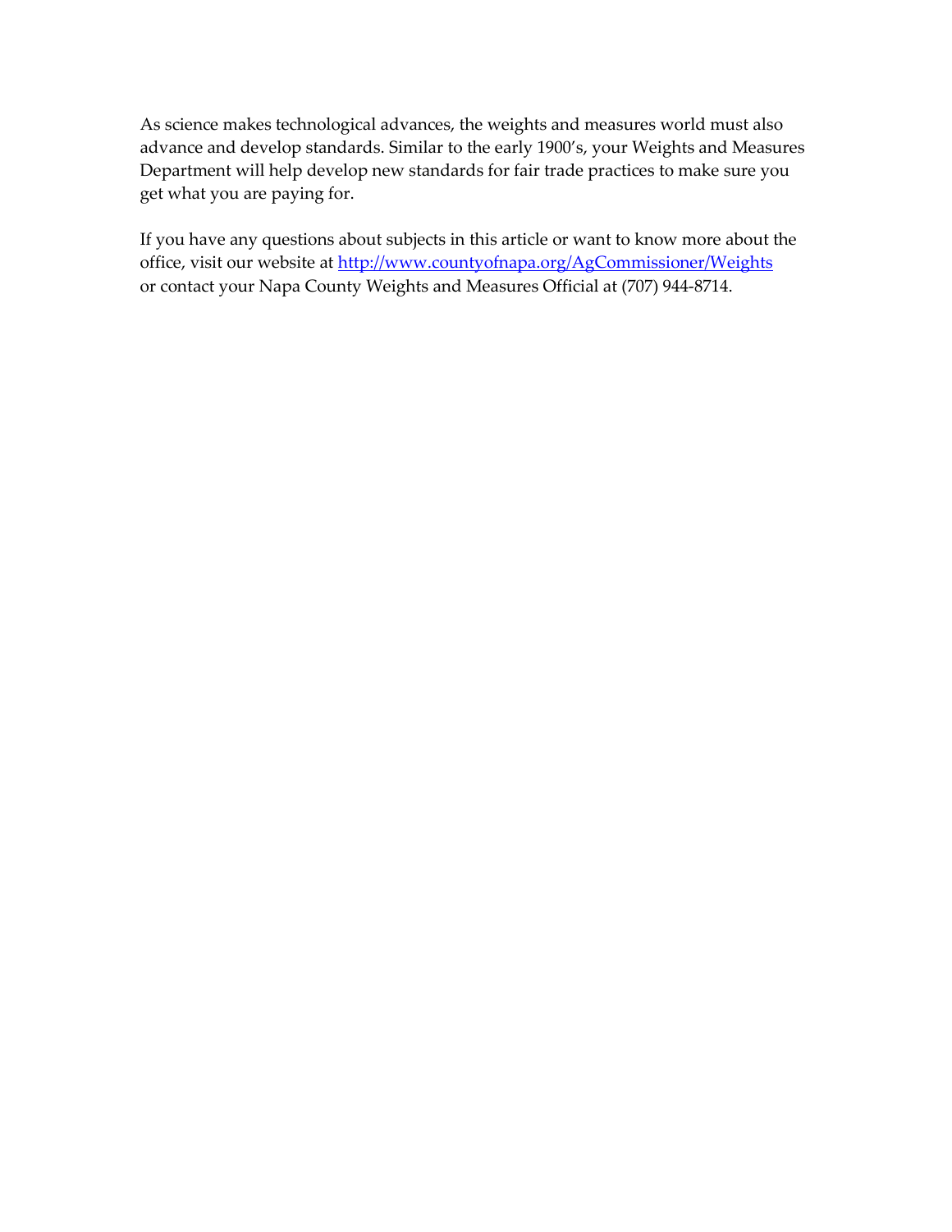As science makes technological advances, the weights and measures world must also advance and develop standards. Similar to the early 1900's, your Weights and Measures Department will help develop new standards for fair trade practices to make sure you get what you are paying for.

If you have any questions about subjects in this article or want to know more about the office, visit our website at http://www.countyofnapa.org/AgCommissioner/Weights or contact your Napa County Weights and Measures Official at (707) 944-8714.